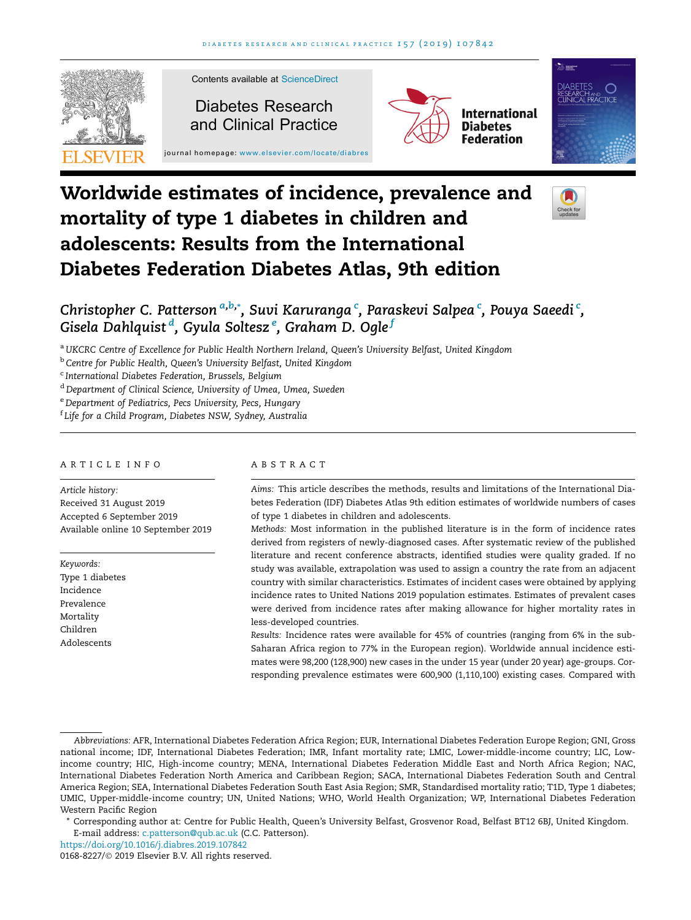# Worldwide estimates of incidence, prevalence and mortality of type 1 diabetes in children and adolescents: Results from the International Diabetes Federation Diabetes Atlas, 9th edition

*Christopher C. Patterson* [a,b,*], *Suvi Karuranga* [c], *Paraskevi Salpea* [c], *Pouya Saeedi* [c], *Gisela Dahlquist* [d], *Gyula Soltesz* [e], *Graham D. Ogle* [f]

[a] *UKCRC Centre of Excellence for Public Health Northern Ireland, Queen's University Belfast, United Kingdom*
[b] *Centre for Public Health, Queen's University Belfast, United Kingdom*
[c] *International Diabetes Federation, Brussels, Belgium*
[d] *Department of Clinical Science, University of Umea, Umea, Sweden*
[e] *Department of Pediatrics, Pecs University, Pecs, Hungary*
[f] *Life for a Child Program, Diabetes NSW, Sydney, Australia*

## ARTICLE INFO

*Article history:*
Received 31 August 2019
Accepted 6 September 2019
Available online 10 September 2019

*Keywords:*
Type 1 diabetes
Incidence
Prevalence
Mortality
Children
Adolescents

## ABSTRACT

*Aims:* This article describes the methods, results and limitations of the International Diabetes Federation (IDF) Diabetes Atlas 9th edition estimates of worldwide numbers of cases of type 1 diabetes in children and adolescents.

*Methods:* Most information in the published literature is in the form of incidence rates derived from registers of newly-diagnosed cases. After systematic review of the published literature and recent conference abstracts, identified studies were quality graded. If no study was available, extrapolation was used to assign a country the rate from an adjacent country with similar characteristics. Estimates of incident cases were obtained by applying incidence rates to United Nations 2019 population estimates. Estimates of prevalent cases were derived from incidence rates after making allowance for higher mortality rates in less-developed countries.

*Results:* Incidence rates were available for 45% of countries (ranging from 6% in the sub-Saharan Africa region to 77% in the European region). Worldwide annual incidence estimates were 98,200 (128,900) new cases in the under 15 year (under 20 year) age-groups. Corresponding prevalence estimates were 600,900 (1,110,100) existing cases. Compared with

*Abbreviations:* AFR, International Diabetes Federation Africa Region; EUR, International Diabetes Federation Europe Region; GNI, Gross national income; IDF, International Diabetes Federation; IMR, Infant mortality rate; LMIC, Lower-middle-income country; LIC, Low-income country; HIC, High-income country; MENA, International Diabetes Federation Middle East and North Africa Region; NAC, International Diabetes Federation North America and Caribbean Region; SACA, International Diabetes Federation South and Central America Region; SEA, International Diabetes Federation South East Asia Region; SMR, Standardised mortality ratio; T1D, Type 1 diabetes; UMIC, Upper-middle-income country; UN, United Nations; WHO, World Health Organization; WP, International Diabetes Federation Western Pacific Region

\* Corresponding author at: Centre for Public Health, Queen's University Belfast, Grosvenor Road, Belfast BT12 6BJ, United Kingdom.
E-mail address: c.patterson@qub.ac.uk (C.C. Patterson).

https://doi.org/10.1016/j.diabres.2019.107842
0168-8227/© 2019 Elsevier B.V. All rights reserved.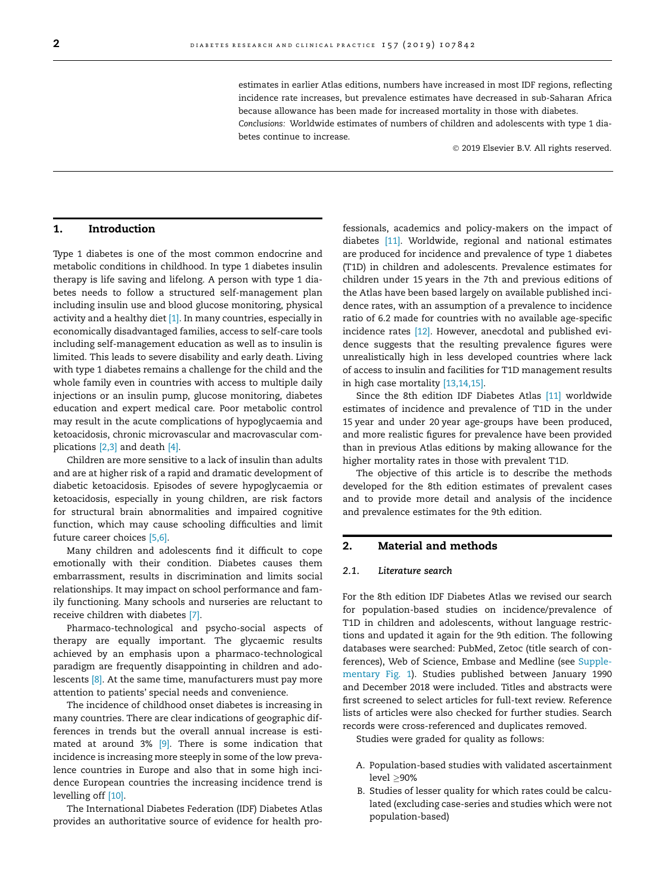estimates in earlier Atlas editions, numbers have increased in most IDF regions, reflecting incidence rate increases, but prevalence estimates have decreased in sub-Saharan Africa because allowance has been made for increased mortality in those with diabetes.

*Conclusions:* Worldwide estimates of numbers of children and adolescents with type 1 diabetes continue to increase.

© 2019 Elsevier B.V. All rights reserved.

## 1. Introduction

Type 1 diabetes is one of the most common endocrine and metabolic conditions in childhood. In type 1 diabetes insulin therapy is life saving and lifelong. A person with type 1 diabetes needs to follow a structured self-management plan including insulin use and blood glucose monitoring, physical activity and a healthy diet [1]. In many countries, especially in economically disadvantaged families, access to self-care tools including self-management education as well as to insulin is limited. This leads to severe disability and early death. Living with type 1 diabetes remains a challenge for the child and the whole family even in countries with access to multiple daily injections or an insulin pump, glucose monitoring, diabetes education and expert medical care. Poor metabolic control may result in the acute complications of hypoglycaemia and ketoacidosis, chronic microvascular and macrovascular complications [2,3] and death [4].

Children are more sensitive to a lack of insulin than adults and are at higher risk of a rapid and dramatic development of diabetic ketoacidosis. Episodes of severe hypoglycaemia or ketoacidosis, especially in young children, are risk factors for structural brain abnormalities and impaired cognitive function, which may cause schooling difficulties and limit future career choices [5,6].

Many children and adolescents find it difficult to cope emotionally with their condition. Diabetes causes them embarrassment, results in discrimination and limits social relationships. It may impact on school performance and family functioning. Many schools and nurseries are reluctant to receive children with diabetes [7].

Pharmaco-technological and psycho-social aspects of therapy are equally important. The glycaemic results achieved by an emphasis upon a pharmaco-technological paradigm are frequently disappointing in children and adolescents [8]. At the same time, manufacturers must pay more attention to patients' special needs and convenience.

The incidence of childhood onset diabetes is increasing in many countries. There are clear indications of geographic differences in trends but the overall annual increase is estimated at around 3% [9]. There is some indication that incidence is increasing more steeply in some of the low prevalence countries in Europe and also that in some high incidence European countries the increasing incidence trend is levelling off [10].

The International Diabetes Federation (IDF) Diabetes Atlas provides an authoritative source of evidence for health professionals, academics and policy-makers on the impact of diabetes [11]. Worldwide, regional and national estimates are produced for incidence and prevalence of type 1 diabetes (T1D) in children and adolescents. Prevalence estimates for children under 15 years in the 7th and previous editions of the Atlas have been based largely on available published incidence rates, with an assumption of a prevalence to incidence ratio of 6.2 made for countries with no available age-specific incidence rates [12]. However, anecdotal and published evidence suggests that the resulting prevalence figures were unrealistically high in less developed countries where lack of access to insulin and facilities for T1D management results in high case mortality [13,14,15].

Since the 8th edition IDF Diabetes Atlas [11] worldwide estimates of incidence and prevalence of T1D in the under 15 year and under 20 year age-groups have been produced, and more realistic figures for prevalence have been provided than in previous Atlas editions by making allowance for the higher mortality rates in those with prevalent T1D.

The objective of this article is to describe the methods developed for the 8th edition estimates of prevalent cases and to provide more detail and analysis of the incidence and prevalence estimates for the 9th edition.

## 2. Material and methods

### 2.1. Literature search

For the 8th edition IDF Diabetes Atlas we revised our search for population-based studies on incidence/prevalence of T1D in children and adolescents, without language restrictions and updated it again for the 9th edition. The following databases were searched: PubMed, Zetoc (title search of conferences), Web of Science, Embase and Medline (see Supplementary Fig. 1). Studies published between January 1990 and December 2018 were included. Titles and abstracts were first screened to select articles for full-text review. Reference lists of articles were also checked for further studies. Search records were cross-referenced and duplicates removed.

Studies were graded for quality as follows:

A. Population-based studies with validated ascertainment level ≥90%
B. Studies of lesser quality for which rates could be calculated (excluding case-series and studies which were not population-based)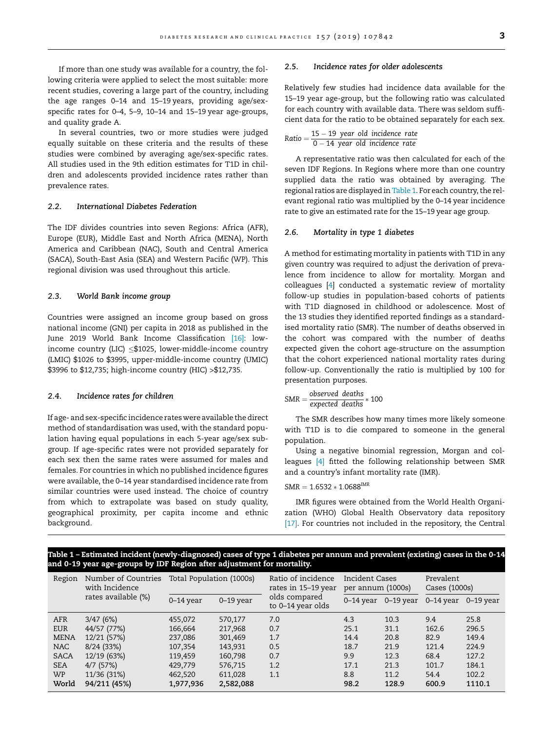If more than one study was available for a country, the following criteria were applied to select the most suitable: more recent studies, covering a large part of the country, including the age ranges 0–14 and 15–19 years, providing age/sex-specific rates for 0–4, 5–9, 10–14 and 15–19 year age-groups, and quality grade A.

In several countries, two or more studies were judged equally suitable on these criteria and the results of these studies were combined by averaging age/sex-specific rates. All studies used in the 9th edition estimates for T1D in children and adolescents provided incidence rates rather than prevalence rates.

### 2.2. International Diabetes Federation

The IDF divides countries into seven Regions: Africa (AFR), Europe (EUR), Middle East and North Africa (MENA), North America and Caribbean (NAC), South and Central America (SACA), South-East Asia (SEA) and Western Pacific (WP). This regional division was used throughout this article.

### 2.3. World Bank income group

Countries were assigned an income group based on gross national income (GNI) per capita in 2018 as published in the June 2019 World Bank Income Classification [16]: low-income country (LIC) ≤$1025, lower-middle-income country (LMIC) $1026 to $3995, upper-middle-income country (UMIC) $3996 to $12,735; high-income country (HIC) >$12,735.

### 2.4. Incidence rates for children

If age- and sex-specific incidence rates were available the direct method of standardisation was used, with the standard population having equal populations in each 5-year age/sex subgroup. If age-specific rates were not provided separately for each sex then the same rates were assumed for males and females. For countries in which no published incidence figures were available, the 0–14 year standardised incidence rate from similar countries were used instead. The choice of country from which to extrapolate was based on study quality, geographical proximity, per capita income and ethnic background.

### 2.5. Incidence rates for older adolescents

Relatively few studies had incidence data available for the 15–19 year age-group, but the following ratio was calculated for each country with available data. There was seldom sufficient data for the ratio to be obtained separately for each sex.

$$Ratio = \frac{15-19\ year\ old\ incidence\ rate}{0-14\ year\ old\ incidence\ rate}$$

A representative ratio was then calculated for each of the seven IDF Regions. In Regions where more than one country supplied data the ratio was obtained by averaging. The regional ratios are displayed in Table 1. For each country, the relevant regional ratio was multiplied by the 0–14 year incidence rate to give an estimated rate for the 15–19 year age group.

### 2.6. Mortality in type 1 diabetes

A method for estimating mortality in patients with T1D in any given country was required to adjust the derivation of prevalence from incidence to allow for mortality. Morgan and colleagues [4] conducted a systematic review of mortality follow-up studies in population-based cohorts of patients with T1D diagnosed in childhood or adolescence. Most of the 13 studies they identified reported findings as a standardised mortality ratio (SMR). The number of deaths observed in the cohort was compared with the number of deaths expected given the cohort age-structure on the assumption that the cohort experienced national mortality rates during follow-up. Conventionally the ratio is multiplied by 100 for presentation purposes.

$$SMR = \frac{observed\ deaths}{expected\ deaths} * 100$$

The SMR describes how many times more likely someone with T1D is to die compared to someone in the general population.

Using a negative binomial regression, Morgan and colleagues [4] fitted the following relationship between SMR and a country's infant mortality rate (IMR).

$$SMR = 1.6532 * 1.0688^{IMR}$$

IMR figures were obtained from the World Health Organization (WHO) Global Health Observatory data repository [17]. For countries not included in the repository, the Central

**Table 1 – Estimated incident (newly-diagnosed) cases of type 1 diabetes per annum and prevalent (existing) cases in the 0-14 and 0-19 year age-groups by IDF Region after adjustment for mortality.**

| Region | Number of Countries with Incidence rates available (%) | Total Population (1000s) | | Ratio of incidence rates in 15–19 year olds compared to 0–14 year olds | Incident Cases per annum (1000s) | | Prevalent Cases (1000s) | |
|---|---|---|---|---|---|---|---|---|
| | | 0–14 year | 0–19 year | | 0–14 year | 0–19 year | 0–14 year | 0–19 year |
| AFR | 3/47 (6%) | 455,072 | 570,177 | 7.0 | 4.3 | 10.3 | 9.4 | 25.8 |
| EUR | 44/57 (77%) | 166,664 | 217,968 | 0.7 | 25.1 | 31.1 | 162.6 | 296.5 |
| MENA | 12/21 (57%) | 237,086 | 301,469 | 1.7 | 14.4 | 20.8 | 82.9 | 149.4 |
| NAC | 8/24 (33%) | 107,354 | 143,931 | 0.5 | 18.7 | 21.9 | 121.4 | 224.9 |
| SACA | 12/19 (63%) | 119,459 | 160,798 | 0.7 | 9.9 | 12.3 | 68.4 | 127.2 |
| SEA | 4/7 (57%) | 429,779 | 576,715 | 1.2 | 17.1 | 21.3 | 101.7 | 184.1 |
| WP | 11/36 (31%) | 462,520 | 611,028 | 1.1 | 8.8 | 11.2 | 54.4 | 102.2 |
| **World** | **94/211 (45%)** | **1,977,936** | **2,582,088** | | **98.2** | **128.9** | **600.9** | **1110.1** |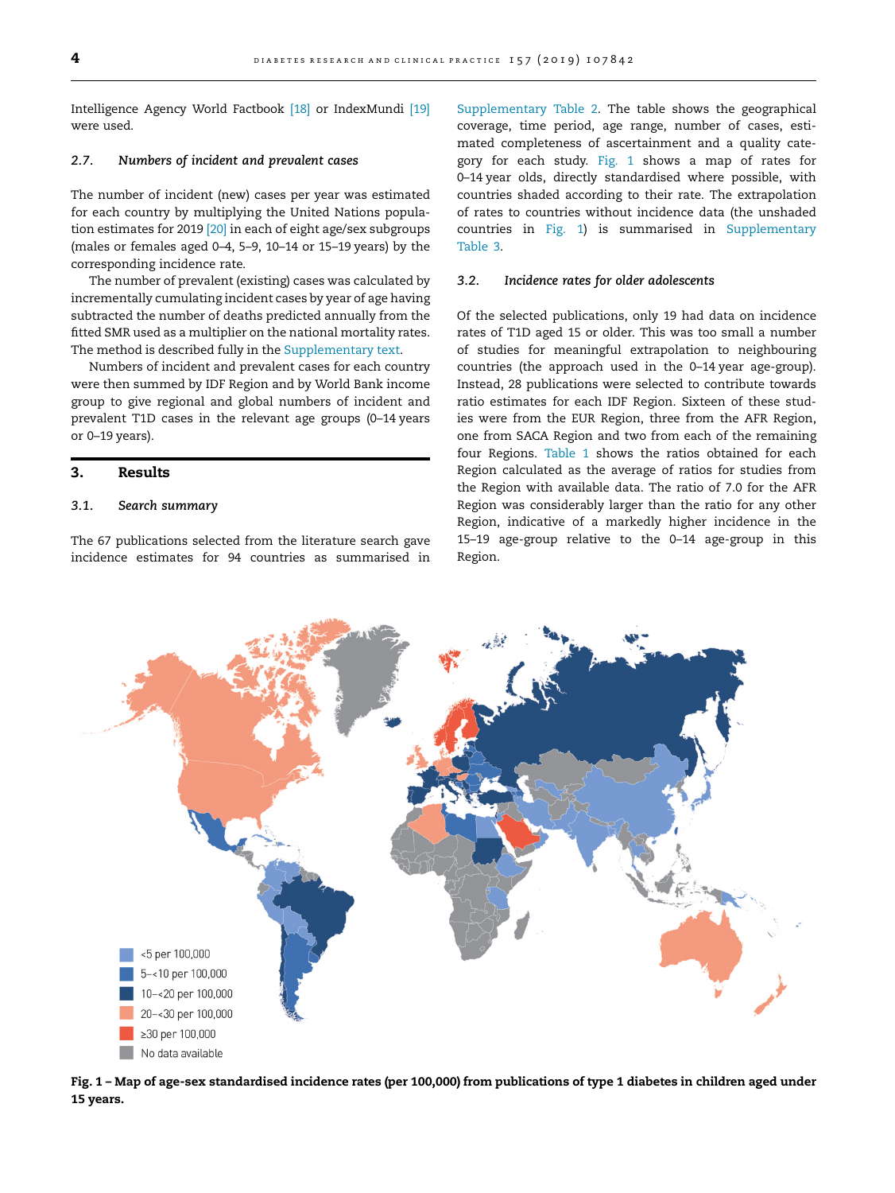Intelligence Agency World Factbook [18] or IndexMundi [19] were used.

### 2.7. Numbers of incident and prevalent cases

The number of incident (new) cases per year was estimated for each country by multiplying the United Nations population estimates for 2019 [20] in each of eight age/sex subgroups (males or females aged 0–4, 5–9, 10–14 or 15–19 years) by the corresponding incidence rate.

The number of prevalent (existing) cases was calculated by incrementally cumulating incident cases by year of age having subtracted the number of deaths predicted annually from the fitted SMR used as a multiplier on the national mortality rates. The method is described fully in the Supplementary text.

Numbers of incident and prevalent cases for each country were then summed by IDF Region and by World Bank income group to give regional and global numbers of incident and prevalent T1D cases in the relevant age groups (0–14 years or 0–19 years).

## 3. Results

### 3.1. Search summary

The 67 publications selected from the literature search gave incidence estimates for 94 countries as summarised in Supplementary Table 2. The table shows the geographical coverage, time period, age range, number of cases, estimated completeness of ascertainment and a quality category for each study. Fig. 1 shows a map of rates for 0–14 year olds, directly standardised where possible, with countries shaded according to their rate. The extrapolation of rates to countries without incidence data (the unshaded countries in Fig. 1) is summarised in Supplementary Table 3.

### 3.2. Incidence rates for older adolescents

Of the selected publications, only 19 had data on incidence rates of T1D aged 15 or older. This was too small a number of studies for meaningful extrapolation to neighbouring countries (the approach used in the 0–14 year age-group). Instead, 28 publications were selected to contribute towards ratio estimates for each IDF Region. Sixteen of these studies were from the EUR Region, three from the AFR Region, one from SACA Region and two from each of the remaining four Regions. Table 1 shows the ratios obtained for each Region calculated as the average of ratios for studies from the Region with available data. The ratio of 7.0 for the AFR Region was considerably larger than the ratio for any other Region, indicative of a markedly higher incidence in the 15–19 age-group relative to the 0–14 age-group in this Region.

**Fig. 1 – Map of age-sex standardised incidence rates (per 100,000) from publications of type 1 diabetes in children aged under 15 years.**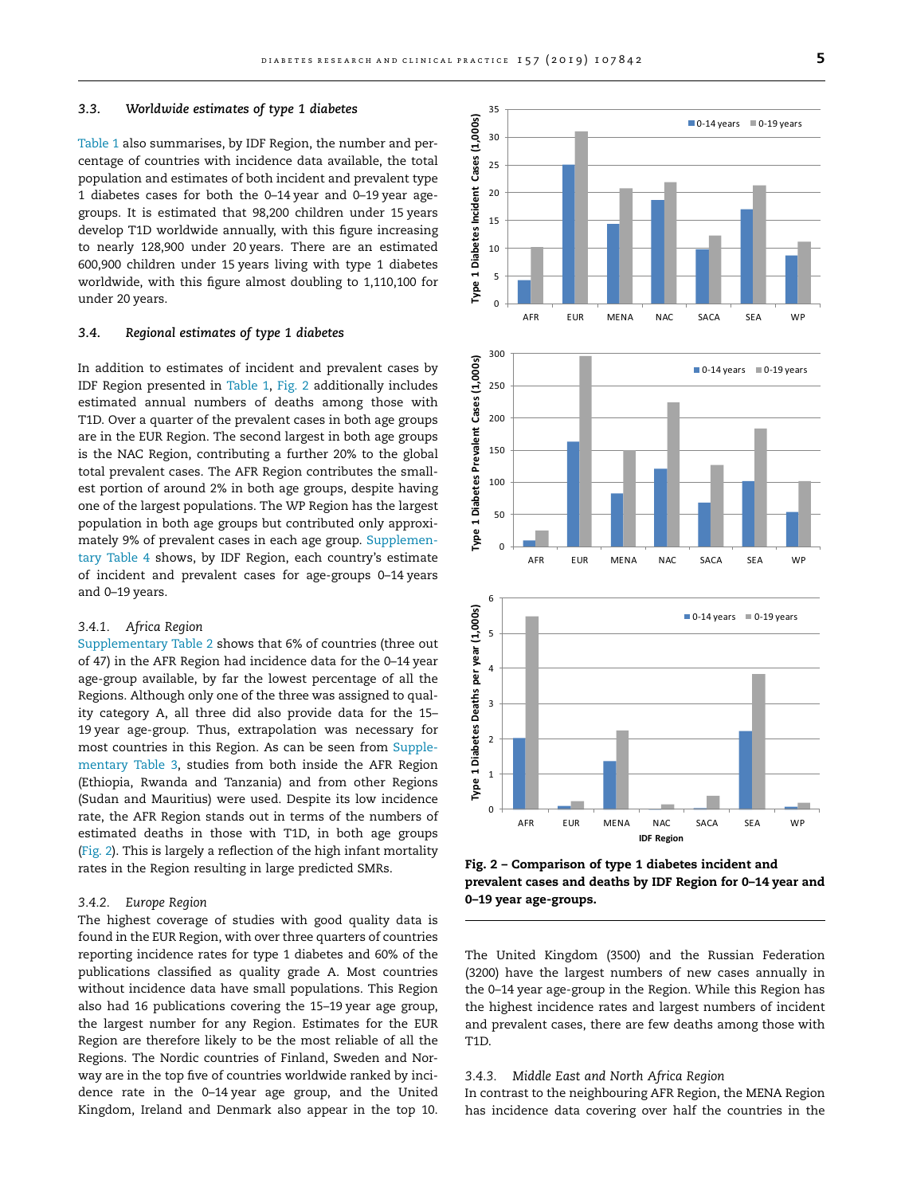### 3.3. Worldwide estimates of type 1 diabetes

Table 1 also summarises, by IDF Region, the number and percentage of countries with incidence data available, the total population and estimates of both incident and prevalent type 1 diabetes cases for both the 0–14 year and 0–19 year age-groups. It is estimated that 98,200 children under 15 years develop T1D worldwide annually, with this figure increasing to nearly 128,900 under 20 years. There are an estimated 600,900 children under 15 years living with type 1 diabetes worldwide, with this figure almost doubling to 1,110,100 for under 20 years.

### 3.4. Regional estimates of type 1 diabetes

In addition to estimates of incident and prevalent cases by IDF Region presented in Table 1, Fig. 2 additionally includes estimated annual numbers of deaths among those with T1D. Over a quarter of the prevalent cases in both age groups are in the EUR Region. The second largest in both age groups is the NAC Region, contributing a further 20% to the global total prevalent cases. The AFR Region contributes the smallest portion of around 2% in both age groups, despite having one of the largest populations. The WP Region has the largest population in both age groups but contributed only approximately 9% of prevalent cases in each age group. Supplementary Table 4 shows, by IDF Region, each country's estimate of incident and prevalent cases for age-groups 0–14 years and 0–19 years.

#### 3.4.1. Africa Region

Supplementary Table 2 shows that 6% of countries (three out of 47) in the AFR Region had incidence data for the 0–14 year age-group available, by far the lowest percentage of all the Regions. Although only one of the three was assigned to quality category A, all three did also provide data for the 15–19 year age-group. Thus, extrapolation was necessary for most countries in this Region. As can be seen from Supplementary Table 3, studies from both inside the AFR Region (Ethiopia, Rwanda and Tanzania) and from other Regions (Sudan and Mauritius) were used. Despite its low incidence rate, the AFR Region stands out in terms of the numbers of estimated deaths in those with T1D, in both age groups (Fig. 2). This is largely a reflection of the high infant mortality rates in the Region resulting in large predicted SMRs.

#### 3.4.2. Europe Region

The highest coverage of studies with good quality data is found in the EUR Region, with over three quarters of countries reporting incidence rates for type 1 diabetes and 60% of the publications classified as quality grade A. Most countries without incidence data have small populations. This Region also had 16 publications covering the 15–19 year age group, the largest number for any Region. Estimates for the EUR Region are therefore likely to be the most reliable of all the Regions. The Nordic countries of Finland, Sweden and Norway are in the top five of countries worldwide ranked by incidence rate in the 0–14 year age group, and the United Kingdom, Ireland and Denmark also appear in the top 10.

**Fig. 2 – Comparison of type 1 diabetes incident and prevalent cases and deaths by IDF Region for 0–14 year and 0–19 year age-groups.**

The United Kingdom (3500) and the Russian Federation (3200) have the largest numbers of new cases annually in the 0–14 year age-group in the Region. While this Region has the highest incidence rates and largest numbers of incident and prevalent cases, there are few deaths among those with T1D.

#### 3.4.3. Middle East and North Africa Region

In contrast to the neighbouring AFR Region, the MENA Region has incidence data covering over half the countries in the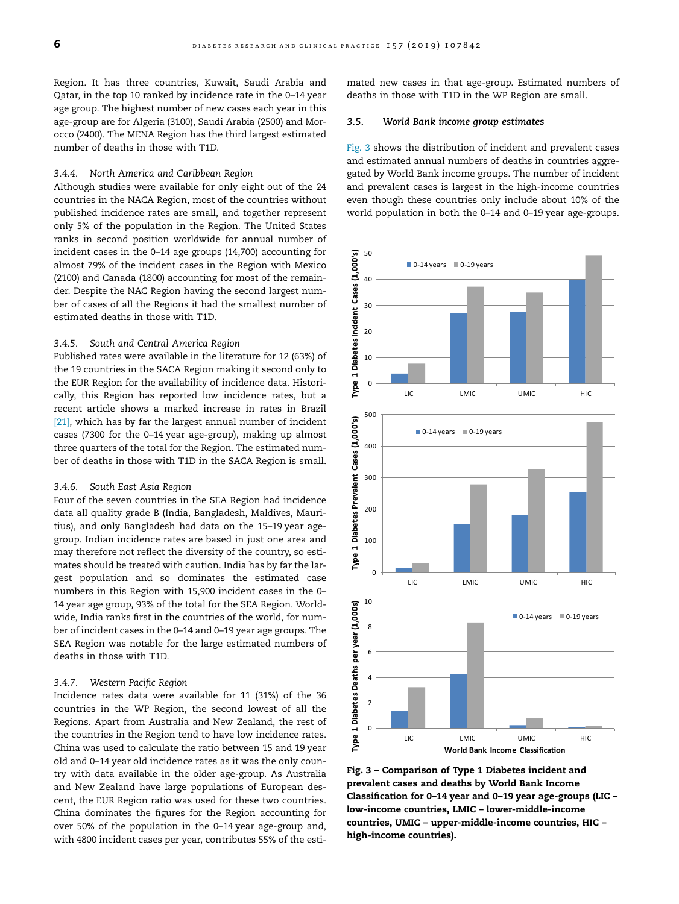Region. It has three countries, Kuwait, Saudi Arabia and Qatar, in the top 10 ranked by incidence rate in the 0–14 year age group. The highest number of new cases each year in this age-group are for Algeria (3100), Saudi Arabia (2500) and Morocco (2400). The MENA Region has the third largest estimated number of deaths in those with T1D.

#### 3.4.4. North America and Caribbean Region

Although studies were available for only eight out of the 24 countries in the NACA Region, most of the countries without published incidence rates are small, and together represent only 5% of the population in the Region. The United States ranks in second position worldwide for annual number of incident cases in the 0–14 age groups (14,700) accounting for almost 79% of the incident cases in the Region with Mexico (2100) and Canada (1800) accounting for most of the remainder. Despite the NAC Region having the second largest number of cases of all the Regions it had the smallest number of estimated deaths in those with T1D.

#### 3.4.5. South and Central America Region

Published rates were available in the literature for 12 (63%) of the 19 countries in the SACA Region making it second only to the EUR Region for the availability of incidence data. Historically, this Region has reported low incidence rates, but a recent article shows a marked increase in rates in Brazil [21], which has by far the largest annual number of incident cases (7300 for the 0–14 year age-group), making up almost three quarters of the total for the Region. The estimated number of deaths in those with T1D in the SACA Region is small.

#### 3.4.6. South East Asia Region

Four of the seven countries in the SEA Region had incidence data all quality grade B (India, Bangladesh, Maldives, Mauritius), and only Bangladesh had data on the 15–19 year age-group. Indian incidence rates are based in just one area and may therefore not reflect the diversity of the country, so estimates should be treated with caution. India has by far the largest population and so dominates the estimated case numbers in this Region with 15,900 incident cases in the 0–14 year age group, 93% of the total for the SEA Region. Worldwide, India ranks first in the countries of the world, for number of incident cases in the 0–14 and 0–19 year age groups. The SEA Region was notable for the large estimated numbers of deaths in those with T1D.

#### 3.4.7. Western Pacific Region

Incidence rates data were available for 11 (31%) of the 36 countries in the WP Region, the second lowest of all the Regions. Apart from Australia and New Zealand, the rest of the countries in the Region tend to have low incidence rates. China was used to calculate the ratio between 15 and 19 year old and 0–14 year old incidence rates as it was the only country with data available in the older age-group. As Australia and New Zealand have large populations of European descent, the EUR Region ratio was used for these two countries. China dominates the figures for the Region accounting for over 50% of the population in the 0–14 year age-group and, with 4800 incident cases per year, contributes 55% of the estimated new cases in that age-group. Estimated numbers of deaths in those with T1D in the WP Region are small.

### 3.5. World Bank income group estimates

Fig. 3 shows the distribution of incident and prevalent cases and estimated annual numbers of deaths in countries aggregated by World Bank income groups. The number of incident and prevalent cases is largest in the high-income countries even though these countries only include about 10% of the world population in both the 0–14 and 0–19 year age-groups.

**Fig. 3 – Comparison of Type 1 Diabetes incident and prevalent cases and deaths by World Bank Income Classification for 0–14 year and 0–19 year age-groups (LIC – low-income countries, LMIC – lower-middle-income countries, UMIC – upper-middle-income countries, HIC – high-income countries).**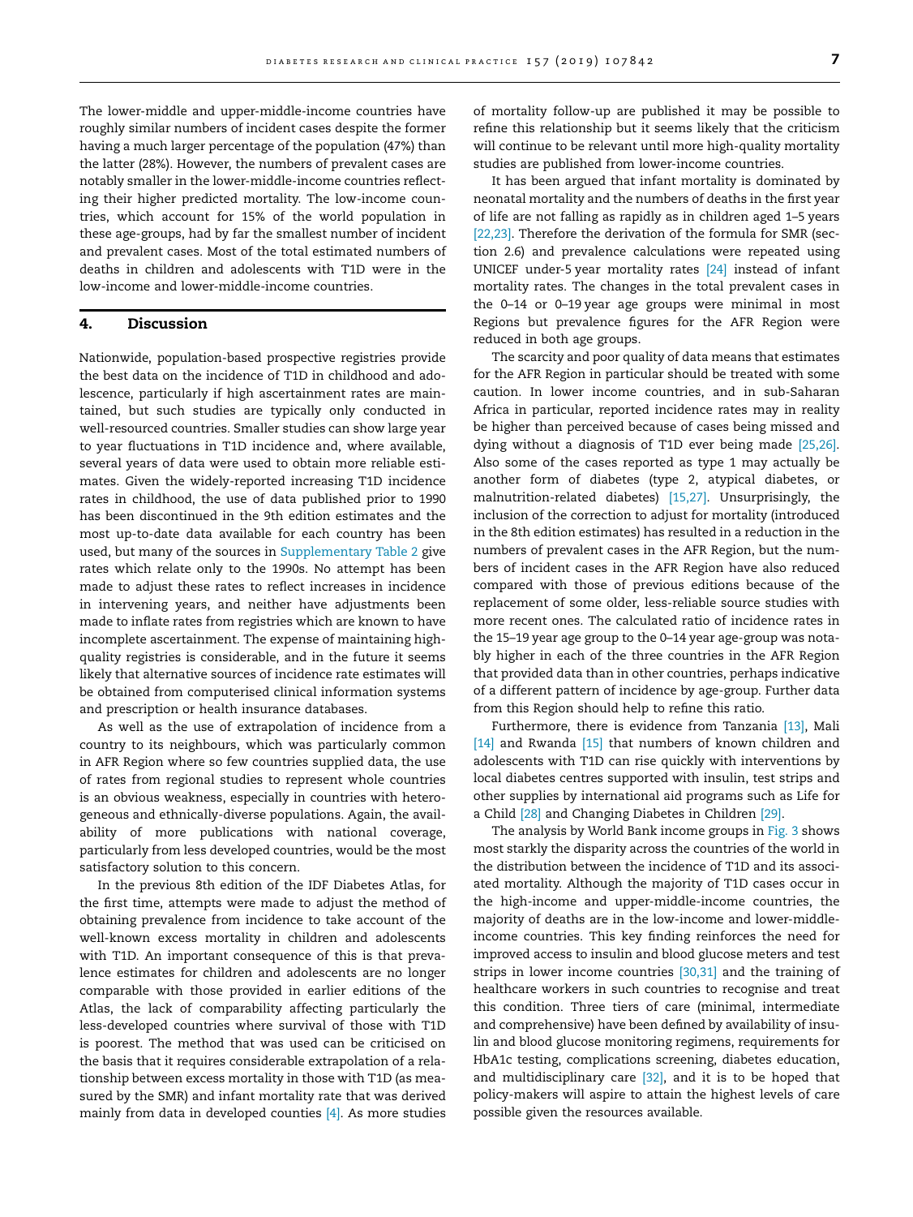The lower-middle and upper-middle-income countries have roughly similar numbers of incident cases despite the former having a much larger percentage of the population (47%) than the latter (28%). However, the numbers of prevalent cases are notably smaller in the lower-middle-income countries reflecting their higher predicted mortality. The low-income countries, which account for 15% of the world population in these age-groups, had by far the smallest number of incident and prevalent cases. Most of the total estimated numbers of deaths in children and adolescents with T1D were in the low-income and lower-middle-income countries.

## 4. Discussion

Nationwide, population-based prospective registries provide the best data on the incidence of T1D in childhood and adolescence, particularly if high ascertainment rates are maintained, but such studies are typically only conducted in well-resourced countries. Smaller studies can show large year to year fluctuations in T1D incidence and, where available, several years of data were used to obtain more reliable estimates. Given the widely-reported increasing T1D incidence rates in childhood, the use of data published prior to 1990 has been discontinued in the 9th edition estimates and the most up-to-date data available for each country has been used, but many of the sources in Supplementary Table 2 give rates which relate only to the 1990s. No attempt has been made to adjust these rates to reflect increases in incidence in intervening years, and neither have adjustments been made to inflate rates from registries which are known to have incomplete ascertainment. The expense of maintaining high-quality registries is considerable, and in the future it seems likely that alternative sources of incidence rate estimates will be obtained from computerised clinical information systems and prescription or health insurance databases.

As well as the use of extrapolation of incidence from a country to its neighbours, which was particularly common in AFR Region where so few countries supplied data, the use of rates from regional studies to represent whole countries is an obvious weakness, especially in countries with heterogeneous and ethnically-diverse populations. Again, the availability of more publications with national coverage, particularly from less developed countries, would be the most satisfactory solution to this concern.

In the previous 8th edition of the IDF Diabetes Atlas, for the first time, attempts were made to adjust the method of obtaining prevalence from incidence to take account of the well-known excess mortality in children and adolescents with T1D. An important consequence of this is that prevalence estimates for children and adolescents are no longer comparable with those provided in earlier editions of the Atlas, the lack of comparability affecting particularly the less-developed countries where survival of those with T1D is poorest. The method that was used can be criticised on the basis that it requires considerable extrapolation of a relationship between excess mortality in those with T1D (as measured by the SMR) and infant mortality rate that was derived mainly from data in developed counties [4]. As more studies of mortality follow-up are published it may be possible to refine this relationship but it seems likely that the criticism will continue to be relevant until more high-quality mortality studies are published from lower-income countries.

It has been argued that infant mortality is dominated by neonatal mortality and the numbers of deaths in the first year of life are not falling as rapidly as in children aged 1–5 years [22,23]. Therefore the derivation of the formula for SMR (section 2.6) and prevalence calculations were repeated using UNICEF under-5 year mortality rates [24] instead of infant mortality rates. The changes in the total prevalent cases in the 0–14 or 0–19 year age groups were minimal in most Regions but prevalence figures for the AFR Region were reduced in both age groups.

The scarcity and poor quality of data means that estimates for the AFR Region in particular should be treated with some caution. In lower income countries, and in sub-Saharan Africa in particular, reported incidence rates may in reality be higher than perceived because of cases being missed and dying without a diagnosis of T1D ever being made [25,26]. Also some of the cases reported as type 1 may actually be another form of diabetes (type 2, atypical diabetes, or malnutrition-related diabetes) [15,27]. Unsurprisingly, the inclusion of the correction to adjust for mortality (introduced in the 8th edition estimates) has resulted in a reduction in the numbers of prevalent cases in the AFR Region, but the numbers of incident cases in the AFR Region have also reduced compared with those of previous editions because of the replacement of some older, less-reliable source studies with more recent ones. The calculated ratio of incidence rates in the 15–19 year age group to the 0–14 year age-group was notably higher in each of the three countries in the AFR Region that provided data than in other countries, perhaps indicative of a different pattern of incidence by age-group. Further data from this Region should help to refine this ratio.

Furthermore, there is evidence from Tanzania [13], Mali [14] and Rwanda [15] that numbers of known children and adolescents with T1D can rise quickly with interventions by local diabetes centres supported with insulin, test strips and other supplies by international aid programs such as Life for a Child [28] and Changing Diabetes in Children [29].

The analysis by World Bank income groups in Fig. 3 shows most starkly the disparity across the countries of the world in the distribution between the incidence of T1D and its associated mortality. Although the majority of T1D cases occur in the high-income and upper-middle-income countries, the majority of deaths are in the low-income and lower-middle-income countries. This key finding reinforces the need for improved access to insulin and blood glucose meters and test strips in lower income countries [30,31] and the training of healthcare workers in such countries to recognise and treat this condition. Three tiers of care (minimal, intermediate and comprehensive) have been defined by availability of insulin and blood glucose monitoring regimens, requirements for HbA1c testing, complications screening, diabetes education, and multidisciplinary care [32], and it is to be hoped that policy-makers will aspire to attain the highest levels of care possible given the resources available.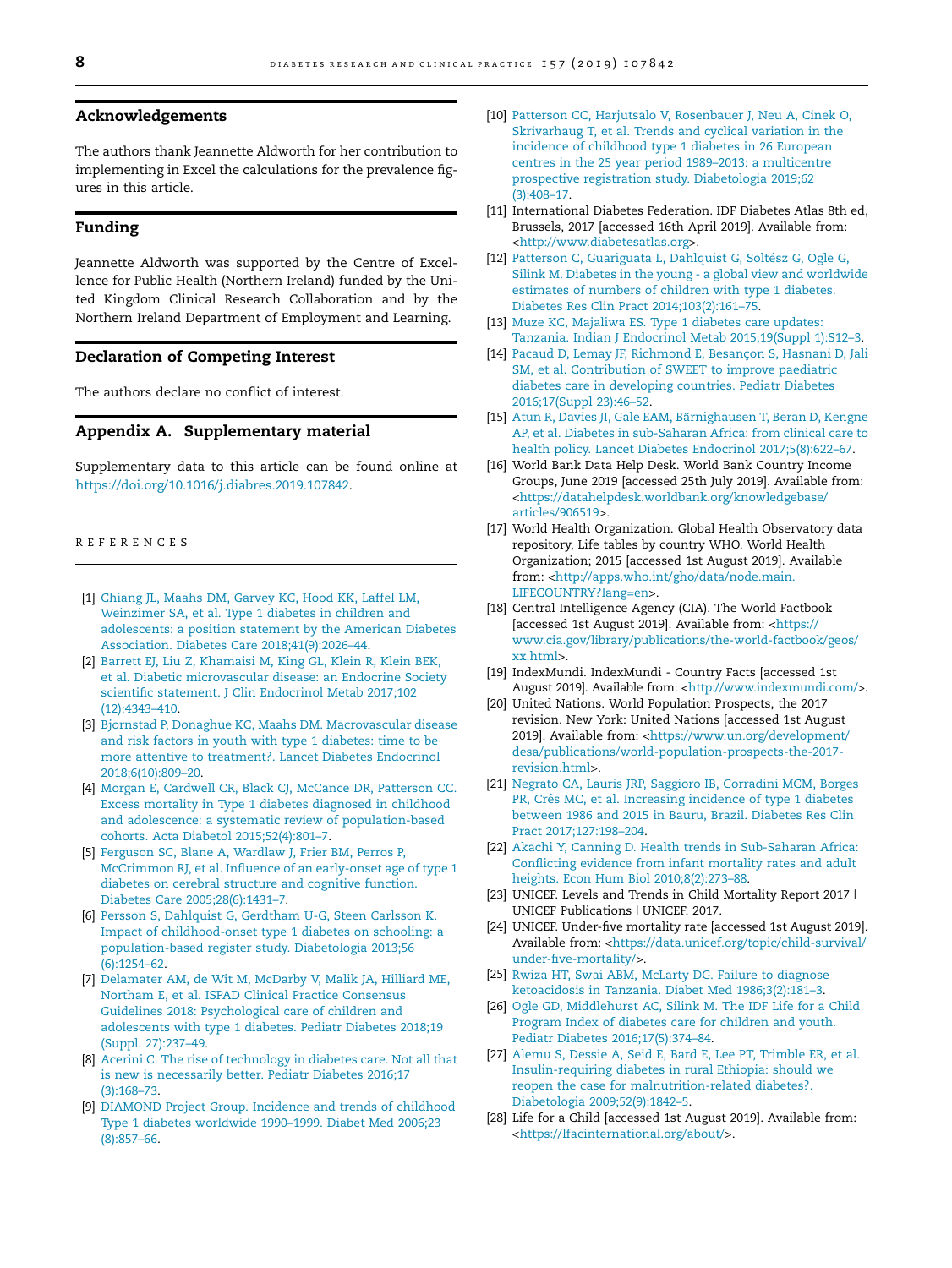## Acknowledgements

The authors thank Jeannette Aldworth for her contribution to implementing in Excel the calculations for the prevalence figures in this article.

## Funding

Jeannette Aldworth was supported by the Centre of Excellence for Public Health (Northern Ireland) funded by the United Kingdom Clinical Research Collaboration and by the Northern Ireland Department of Employment and Learning.

## Declaration of Competing Interest

The authors declare no conflict of interest.

## Appendix A. Supplementary material

Supplementary data to this article can be found online at https://doi.org/10.1016/j.diabres.2019.107842.

## REFERENCES

[1] Chiang JL, Maahs DM, Garvey KC, Hood KK, Laffel LM, Weinzimer SA, et al. Type 1 diabetes in children and adolescents: a position statement by the American Diabetes Association. Diabetes Care 2018;41(9):2026–44.

[2] Barrett EJ, Liu Z, Khamaisi M, King GL, Klein R, Klein BEK, et al. Diabetic microvascular disease: an Endocrine Society scientific statement. J Clin Endocrinol Metab 2017;102(12):4343–410.

[3] Bjornstad P, Donaghue KC, Maahs DM. Macrovascular disease and risk factors in youth with type 1 diabetes: time to be more attentive to treatment?. Lancet Diabetes Endocrinol 2018;6(10):809–20.

[4] Morgan E, Cardwell CR, Black CJ, McCance DR, Patterson CC. Excess mortality in Type 1 diabetes diagnosed in childhood and adolescence: a systematic review of population-based cohorts. Acta Diabetol 2015;52(4):801–7.

[5] Ferguson SC, Blane A, Wardlaw J, Frier BM, Perros P, McCrimmon RJ, et al. Influence of an early-onset age of type 1 diabetes on cerebral structure and cognitive function. Diabetes Care 2005;28(6):1431–7.

[6] Persson S, Dahlquist G, Gerdtham U-G, Steen Carlsson K. Impact of childhood-onset type 1 diabetes on schooling: a population-based register study. Diabetologia 2013;56(6):1254–62.

[7] Delamater AM, de Wit M, McDarby V, Malik JA, Hilliard ME, Northam E, et al. ISPAD Clinical Practice Consensus Guidelines 2018: Psychological care of children and adolescents with type 1 diabetes. Pediatr Diabetes 2018;19(Suppl. 27):237–49.

[8] Acerini C. The rise of technology in diabetes care. Not all that is new is necessarily better. Pediatr Diabetes 2016;17(3):168–73.

[9] DIAMOND Project Group. Incidence and trends of childhood Type 1 diabetes worldwide 1990–1999. Diabet Med 2006;23(8):857–66.

[10] Patterson CC, Harjutsalo V, Rosenbauer J, Neu A, Cinek O, Skrivarhaug T, et al. Trends and cyclical variation in the incidence of childhood type 1 diabetes in 26 European centres in the 25 year period 1989–2013: a multicentre prospective registration study. Diabetologia 2019;62(3):408–17.

[11] International Diabetes Federation. IDF Diabetes Atlas 8th ed, Brussels, 2017 [accessed 16th April 2019]. Available from: <http://www.diabetesatlas.org>.

[12] Patterson C, Guariguata L, Dahlquist G, Soltész G, Ogle G, Silink M. Diabetes in the young - a global view and worldwide estimates of numbers of children with type 1 diabetes. Diabetes Res Clin Pract 2014;103(2):161–75.

[13] Muze KC, Majaliwa ES. Type 1 diabetes care updates: Tanzania. Indian J Endocrinol Metab 2015;19(Suppl 1):S12–3.

[14] Pacaud D, Lemay JF, Richmond E, Besançon S, Hasnani D, Jali SM, et al. Contribution of SWEET to improve paediatric diabetes care in developing countries. Pediatr Diabetes 2016;17(Suppl 23):46–52.

[15] Atun R, Davies JI, Gale EAM, Bärnighausen T, Beran D, Kengne AP, et al. Diabetes in sub-Saharan Africa: from clinical care to health policy. Lancet Diabetes Endocrinol 2017;5(8):622–67.

[16] World Bank Data Help Desk. World Bank Country Income Groups, June 2019 [accessed 25th July 2019]. Available from: <https://datahelpdesk.worldbank.org/knowledgebase/articles/906519>.

[17] World Health Organization. Global Health Observatory data repository, Life tables by country WHO. World Health Organization; 2015 [accessed 1st August 2019]. Available from: <http://apps.who.int/gho/data/node.main.LIFECOUNTRY?lang=en>.

[18] Central Intelligence Agency (CIA). The World Factbook [accessed 1st August 2019]. Available from: <https://www.cia.gov/library/publications/the-world-factbook/geos/xx.html>.

[19] IndexMundi. IndexMundi - Country Facts [accessed 1st August 2019]. Available from: <http://www.indexmundi.com/>.

[20] United Nations. World Population Prospects, the 2017 revision. New York: United Nations [accessed 1st August 2019]. Available from: <https://www.un.org/development/desa/publications/world-population-prospects-the-2017-revision.html>.

[21] Negrato CA, Lauris JRP, Saggioro IB, Corradini MCM, Borges PR, Crês MC, et al. Increasing incidence of type 1 diabetes between 1986 and 2015 in Bauru, Brazil. Diabetes Res Clin Pract 2017;127:198–204.

[22] Akachi Y, Canning D. Health trends in Sub-Saharan Africa: Conflicting evidence from infant mortality rates and adult heights. Econ Hum Biol 2010;8(2):273–88.

[23] UNICEF. Levels and Trends in Child Mortality Report 2017 | UNICEF Publications | UNICEF. 2017.

[24] UNICEF. Under-five mortality rate [accessed 1st August 2019]. Available from: <https://data.unicef.org/topic/child-survival/under-five-mortality/>.

[25] Rwiza HT, Swai ABM, McLarty DG. Failure to diagnose ketoacidosis in Tanzania. Diabet Med 1986;3(2):181–3.

[26] Ogle GD, Middlehurst AC, Silink M. The IDF Life for a Child Program Index of diabetes care for children and youth. Pediatr Diabetes 2016;17(5):374–84.

[27] Alemu S, Dessie A, Seid E, Bard E, Lee PT, Trimble ER, et al. Insulin-requiring diabetes in rural Ethiopia: should we reopen the case for malnutrition-related diabetes?. Diabetologia 2009;52(9):1842–5.

[28] Life for a Child [accessed 1st August 2019]. Available from: <https://lfacinternational.org/about/>.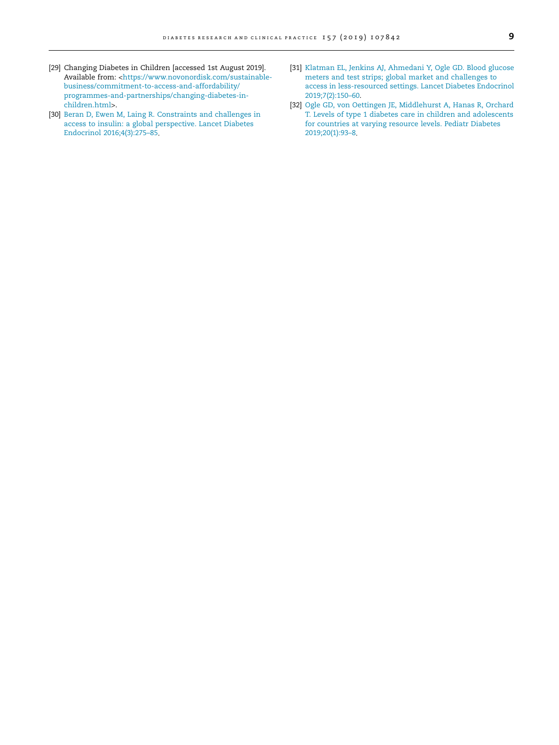[29] Changing Diabetes in Children [accessed 1st August 2019]. Available from: <https://www.novonordisk.com/sustainable-business/commitment-to-access-and-affordability/programmes-and-partnerships/changing-diabetes-in-children.html>.

[30] Beran D, Ewen M, Laing R. Constraints and challenges in access to insulin: a global perspective. Lancet Diabetes Endocrinol 2016;4(3):275–85.

[31] Klatman EL, Jenkins AJ, Ahmedani Y, Ogle GD. Blood glucose meters and test strips; global market and challenges to access in less-resourced settings. Lancet Diabetes Endocrinol 2019;7(2):150–60.

[32] Ogle GD, von Oettingen JE, Middlehurst A, Hanas R, Orchard T. Levels of type 1 diabetes care in children and adolescents for countries at varying resource levels. Pediatr Diabetes 2019;20(1):93–8.